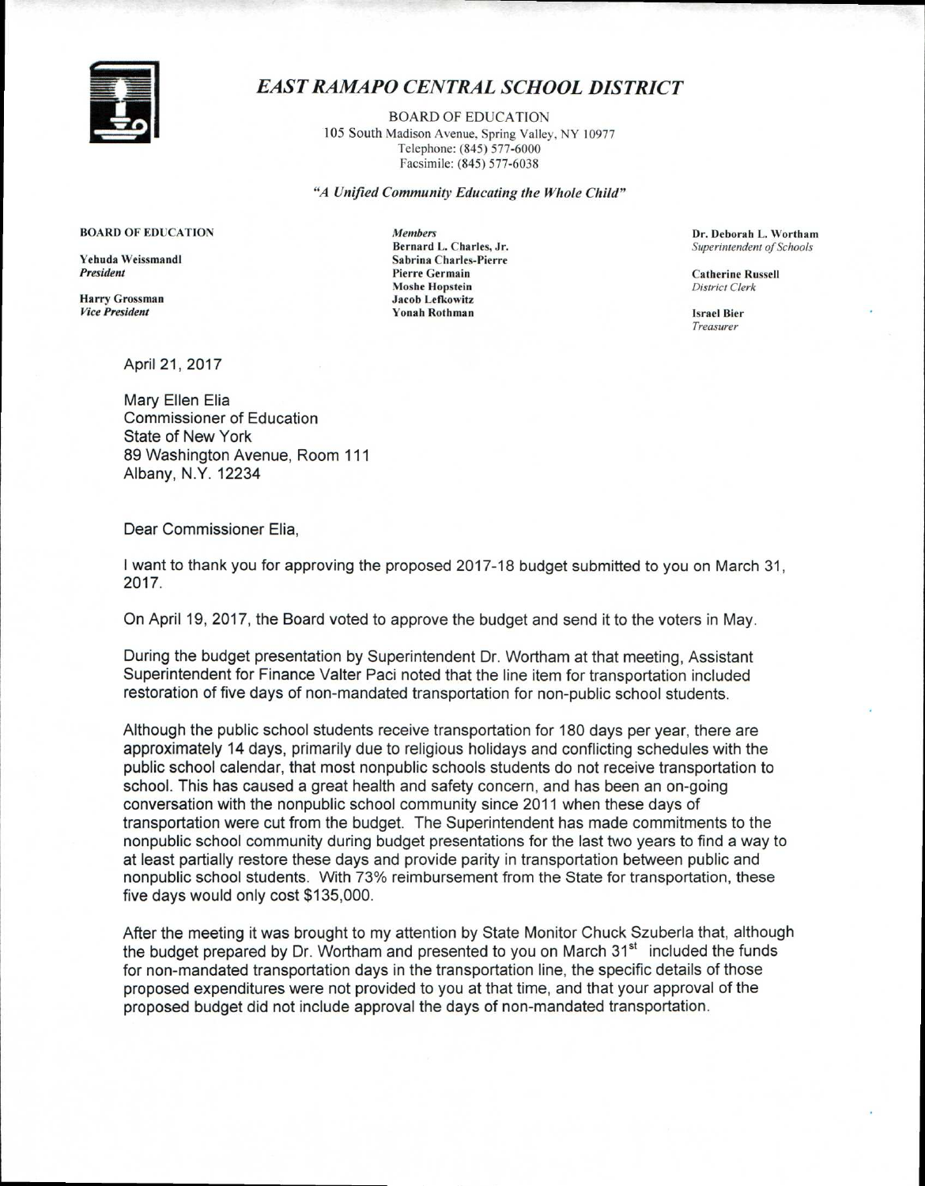# *EAST RAMAPO CENTRAL SCHOOL DISTRICT*

BOARD OF EDUCATION
105 South Madison Avenue, Spring Valley, NY 10977
Telephone: (845) 577-6000
Facsimile: (845) 577-6038

*"A Unified Community Educating the Whole Child"*

**BOARD OF EDUCATION**

**Yehuda Weissmandl**
*President*

**Harry Grossman**
*Vice President*

*Members*
**Bernard L. Charles, Jr.**
**Sabrina Charles-Pierre**
**Pierre Germain**
**Moshe Hopstein**
**Jacob Lefkowitz**
**Yonah Rothman**

**Dr. Deborah L. Wortham**
*Superintendent of Schools*

**Catherine Russell**
*District Clerk*

**Israel Bier**
*Treasurer*

April 21, 2017

Mary Ellen Elia
Commissioner of Education
State of New York
89 Washington Avenue, Room 111
Albany, N.Y. 12234

Dear Commissioner Elia,

I want to thank you for approving the proposed 2017-18 budget submitted to you on March 31, 2017.

On April 19, 2017, the Board voted to approve the budget and send it to the voters in May.

During the budget presentation by Superintendent Dr. Wortham at that meeting, Assistant Superintendent for Finance Valter Paci noted that the line item for transportation included restoration of five days of non-mandated transportation for non-public school students.

Although the public school students receive transportation for 180 days per year, there are approximately 14 days, primarily due to religious holidays and conflicting schedules with the public school calendar, that most nonpublic schools students do not receive transportation to school. This has caused a great health and safety concern, and has been an on-going conversation with the nonpublic school community since 2011 when these days of transportation were cut from the budget. The Superintendent has made commitments to the nonpublic school community during budget presentations for the last two years to find a way to at least partially restore these days and provide parity in transportation between public and nonpublic school students. With 73% reimbursement from the State for transportation, these five days would only cost $135,000.

After the meeting it was brought to my attention by State Monitor Chuck Szuberla that, although the budget prepared by Dr. Wortham and presented to you on March 31st included the funds for non-mandated transportation days in the transportation line, the specific details of those proposed expenditures were not provided to you at that time, and that your approval of the proposed budget did not include approval the days of non-mandated transportation.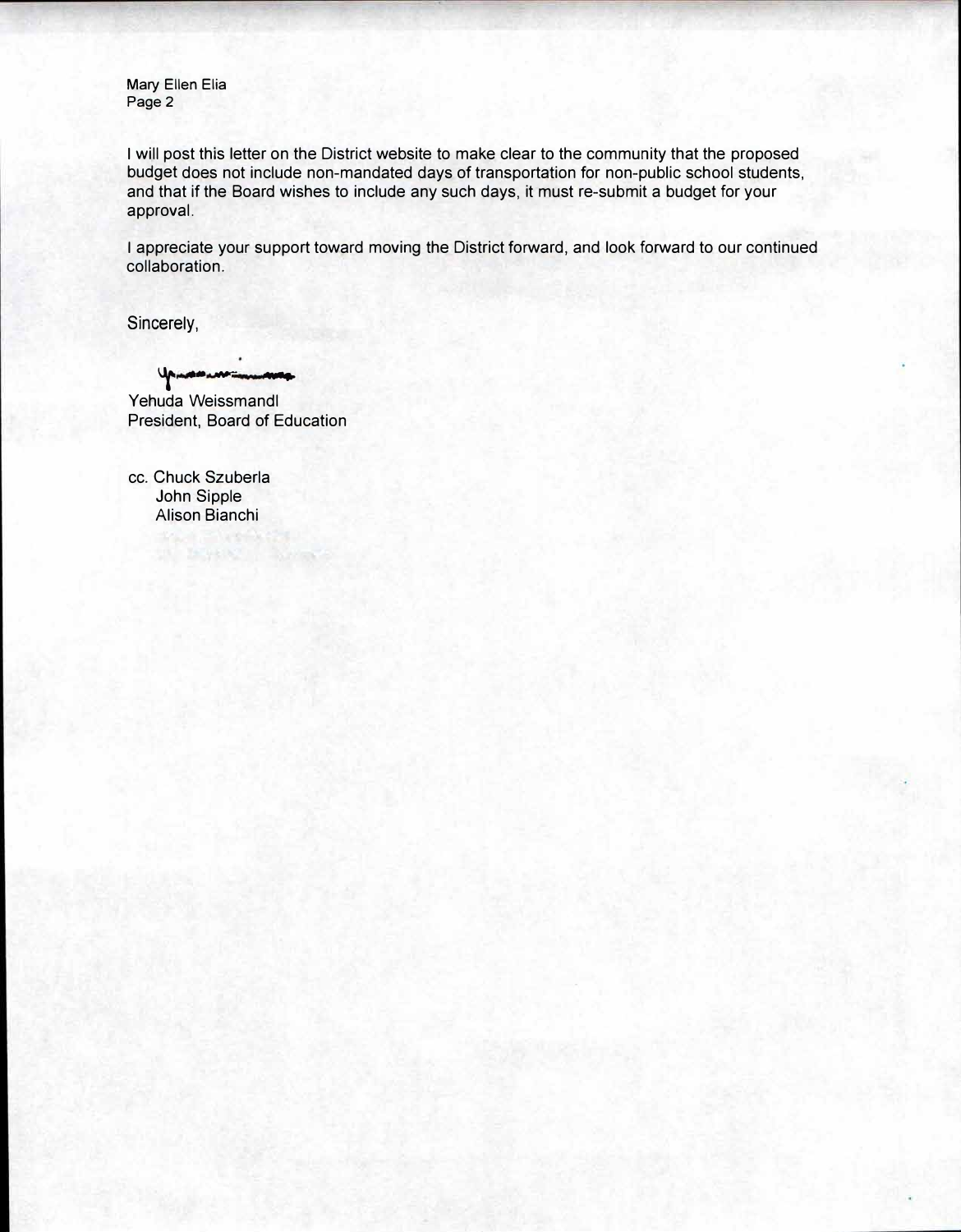Mary Ellen Elia
Page 2

I will post this letter on the District website to make clear to the community that the proposed budget does not include non-mandated days of transportation for non-public school students, and that if the Board wishes to include any such days, it must re-submit a budget for your approval.

I appreciate your support toward moving the District forward, and look forward to our continued collaboration.

Sincerely,

Yehuda Weissmandl
President, Board of Education

cc. Chuck Szuberla
John Sipple
Alison Bianchi